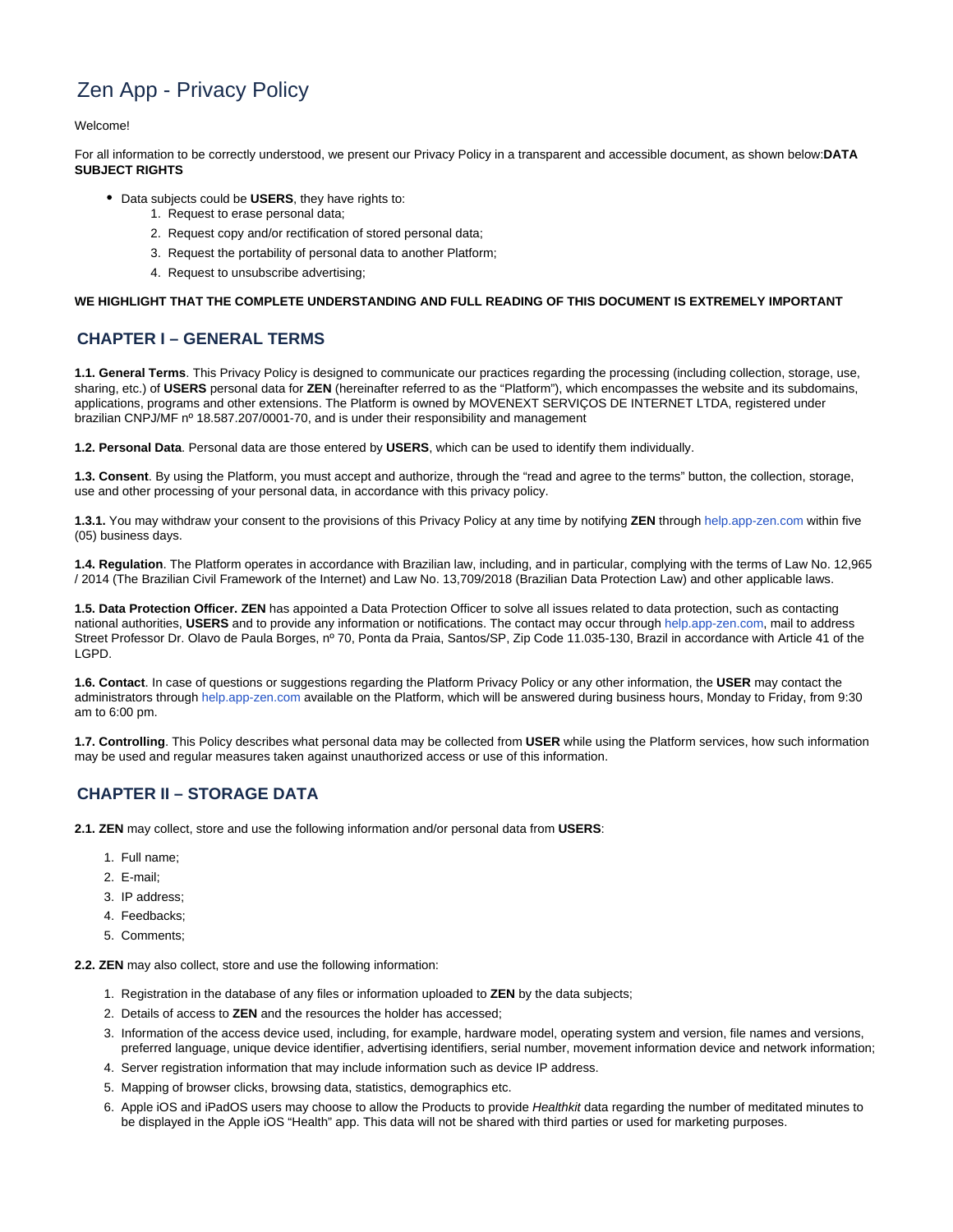# Zen App - Privacy Policy

Welcome!

For all information to be correctly understood, we present our Privacy Policy in a transparent and accessible document, as shown below:**DATA SUBJECT RIGHTS**

- Data subjects could be **USERS**, they have rights to:
  1. Request to erase personal data;
  2. Request copy and/or rectification of stored personal data;
  3. Request the portability of personal data to another Platform;
  4. Request to unsubscribe advertising;

**WE HIGHLIGHT THAT THE COMPLETE UNDERSTANDING AND FULL READING OF THIS DOCUMENT IS EXTREMELY IMPORTANT**

## CHAPTER I – GENERAL TERMS

**1.1. General Terms**. This Privacy Policy is designed to communicate our practices regarding the processing (including collection, storage, use, sharing, etc.) of **USERS** personal data for **ZEN** (hereinafter referred to as the "Platform"), which encompasses the website and its subdomains, applications, programs and other extensions. The Platform is owned by MOVENEXT SERVIÇOS DE INTERNET LTDA, registered under brazilian CNPJ/MF nº 18.587.207/0001-70, and is under their responsibility and management

**1.2. Personal Data**. Personal data are those entered by **USERS**, which can be used to identify them individually.

**1.3. Consent**. By using the Platform, you must accept and authorize, through the "read and agree to the terms" button, the collection, storage, use and other processing of your personal data, in accordance with this privacy policy.

**1.3.1.** You may withdraw your consent to the provisions of this Privacy Policy at any time by notifying **ZEN** through help.app-zen.com within five (05) business days.

**1.4. Regulation**. The Platform operates in accordance with Brazilian law, including, and in particular, complying with the terms of Law No. 12,965 / 2014 (The Brazilian Civil Framework of the Internet) and Law No. 13,709/2018 (Brazilian Data Protection Law) and other applicable laws.

**1.5. Data Protection Officer. ZEN** has appointed a Data Protection Officer to solve all issues related to data protection, such as contacting national authorities, **USERS** and to provide any information or notifications. The contact may occur through help.app-zen.com, mail to address Street Professor Dr. Olavo de Paula Borges, nº 70, Ponta da Praia, Santos/SP, Zip Code 11.035-130, Brazil in accordance with Article 41 of the LGPD.

**1.6. Contact**. In case of questions or suggestions regarding the Platform Privacy Policy or any other information, the **USER** may contact the administrators through help.app-zen.com available on the Platform, which will be answered during business hours, Monday to Friday, from 9:30 am to 6:00 pm.

**1.7. Controlling**. This Policy describes what personal data may be collected from **USER** while using the Platform services, how such information may be used and regular measures taken against unauthorized access or use of this information.

## CHAPTER II – STORAGE DATA

**2.1. ZEN** may collect, store and use the following information and/or personal data from **USERS**:

1. Full name;
2. E-mail;
3. IP address;
4. Feedbacks;
5. Comments;

**2.2. ZEN** may also collect, store and use the following information:

1. Registration in the database of any files or information uploaded to **ZEN** by the data subjects;
2. Details of access to **ZEN** and the resources the holder has accessed;
3. Information of the access device used, including, for example, hardware model, operating system and version, file names and versions, preferred language, unique device identifier, advertising identifiers, serial number, movement information device and network information;
4. Server registration information that may include information such as device IP address.
5. Mapping of browser clicks, browsing data, statistics, demographics etc.
6. Apple iOS and iPadOS users may choose to allow the Products to provide *Healthkit* data regarding the number of meditated minutes to be displayed in the Apple iOS "Health" app. This data will not be shared with third parties or used for marketing purposes.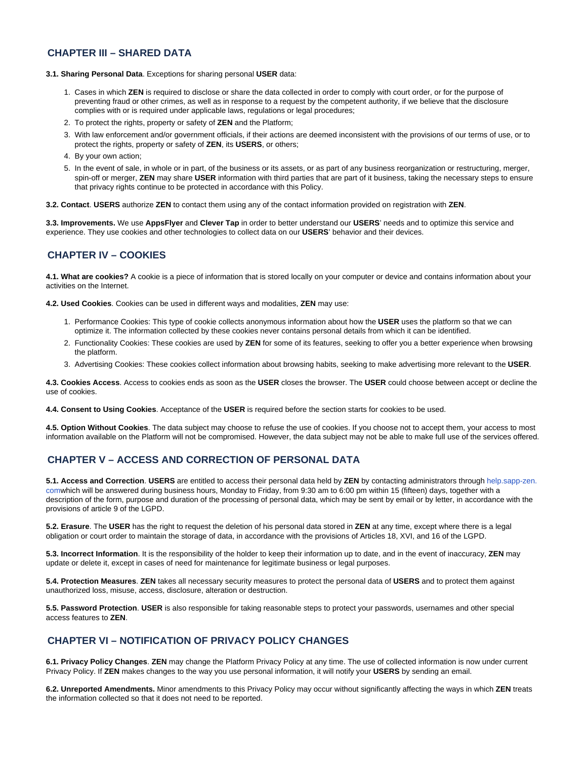## CHAPTER III – SHARED DATA

**3.1. Sharing Personal Data**. Exceptions for sharing personal **USER** data:

1. Cases in which **ZEN** is required to disclose or share the data collected in order to comply with court order, or for the purpose of preventing fraud or other crimes, as well as in response to a request by the competent authority, if we believe that the disclosure complies with or is required under applicable laws, regulations or legal procedures;
2. To protect the rights, property or safety of **ZEN** and the Platform;
3. With law enforcement and/or government officials, if their actions are deemed inconsistent with the provisions of our terms of use, or to protect the rights, property or safety of **ZEN**, its **USERS**, or others;
4. By your own action;
5. In the event of sale, in whole or in part, of the business or its assets, or as part of any business reorganization or restructuring, merger, spin-off or merger, **ZEN** may share **USER** information with third parties that are part of it business, taking the necessary steps to ensure that privacy rights continue to be protected in accordance with this Policy.

**3.2. Contact**. **USERS** authorize **ZEN** to contact them using any of the contact information provided on registration with **ZEN**.

**3.3. Improvements.** We use **AppsFlyer** and **Clever Tap** in order to better understand our **USERS**' needs and to optimize this service and experience. They use cookies and other technologies to collect data on our **USERS**' behavior and their devices.

## CHAPTER IV – COOKIES

**4.1. What are cookies?** A cookie is a piece of information that is stored locally on your computer or device and contains information about your activities on the Internet.

**4.2. Used Cookies**. Cookies can be used in different ways and modalities, **ZEN** may use:

1. Performance Cookies: This type of cookie collects anonymous information about how the **USER** uses the platform so that we can optimize it. The information collected by these cookies never contains personal details from which it can be identified.
2. Functionality Cookies: These cookies are used by **ZEN** for some of its features, seeking to offer you a better experience when browsing the platform.
3. Advertising Cookies: These cookies collect information about browsing habits, seeking to make advertising more relevant to the **USER**.

**4.3. Cookies Access**. Access to cookies ends as soon as the **USER** closes the browser. The **USER** could choose between accept or decline the use of cookies.

**4.4. Consent to Using Cookies**. Acceptance of the **USER** is required before the section starts for cookies to be used.

**4.5. Option Without Cookies**. The data subject may choose to refuse the use of cookies. If you choose not to accept them, your access to most information available on the Platform will not be compromised. However, the data subject may not be able to make full use of the services offered.

## CHAPTER V – ACCESS AND CORRECTION OF PERSONAL DATA

**5.1. Access and Correction**. **USERS** are entitled to access their personal data held by **ZEN** by contacting administrators through help.sapp-zen.comwhich will be answered during business hours, Monday to Friday, from 9:30 am to 6:00 pm within 15 (fifteen) days, together with a description of the form, purpose and duration of the processing of personal data, which may be sent by email or by letter, in accordance with the provisions of article 9 of the LGPD.

**5.2. Erasure**. The **USER** has the right to request the deletion of his personal data stored in **ZEN** at any time, except where there is a legal obligation or court order to maintain the storage of data, in accordance with the provisions of Articles 18, XVI, and 16 of the LGPD.

**5.3. Incorrect Information**. It is the responsibility of the holder to keep their information up to date, and in the event of inaccuracy, **ZEN** may update or delete it, except in cases of need for maintenance for legitimate business or legal purposes.

**5.4. Protection Measures**. **ZEN** takes all necessary security measures to protect the personal data of **USERS** and to protect them against unauthorized loss, misuse, access, disclosure, alteration or destruction.

**5.5. Password Protection**. **USER** is also responsible for taking reasonable steps to protect your passwords, usernames and other special access features to **ZEN**.

## CHAPTER VI – NOTIFICATION OF PRIVACY POLICY CHANGES

**6.1. Privacy Policy Changes**. **ZEN** may change the Platform Privacy Policy at any time. The use of collected information is now under current Privacy Policy. If **ZEN** makes changes to the way you use personal information, it will notify your **USERS** by sending an email.

**6.2. Unreported Amendments.** Minor amendments to this Privacy Policy may occur without significantly affecting the ways in which **ZEN** treats the information collected so that it does not need to be reported.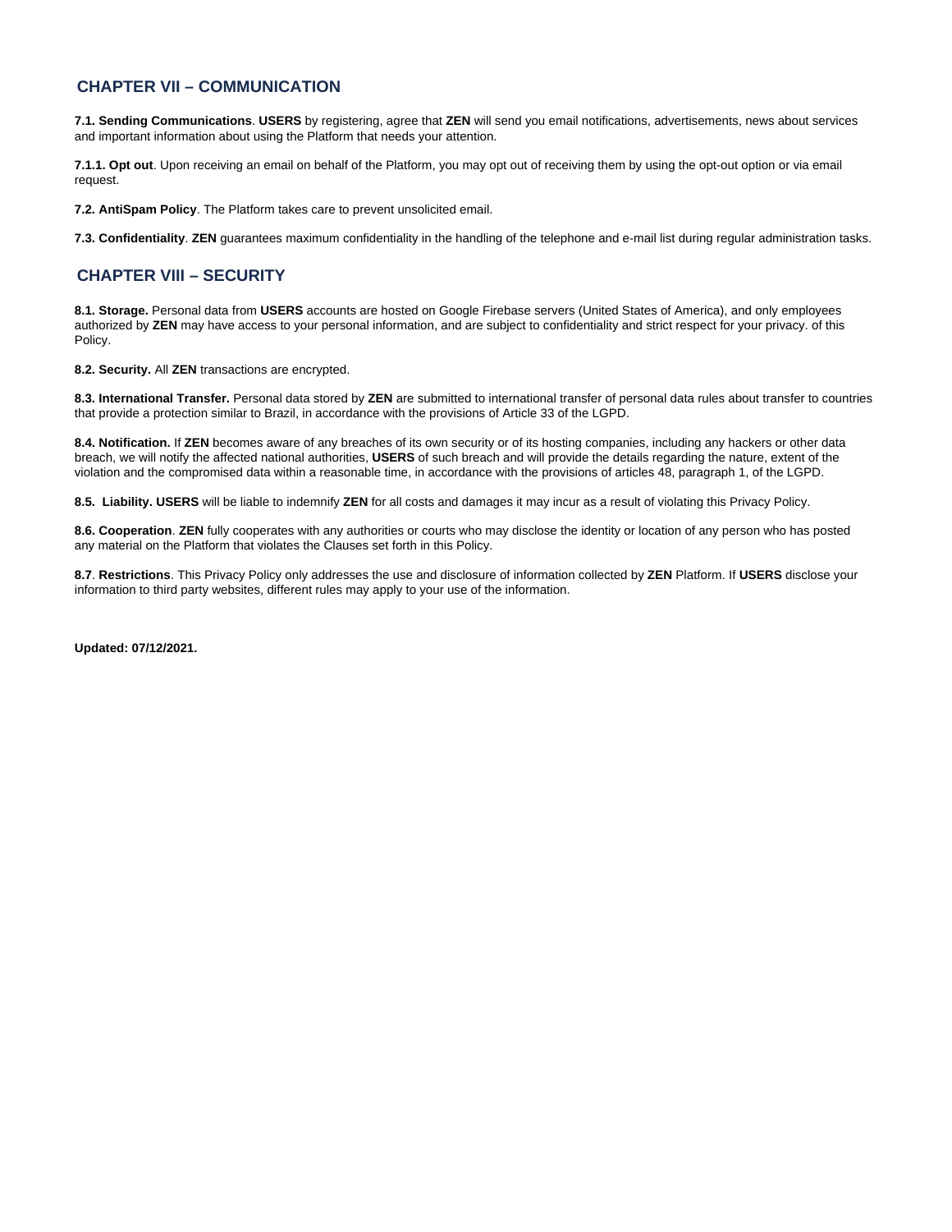## CHAPTER VII – COMMUNICATION

**7.1. Sending Communications**. **USERS** by registering, agree that **ZEN** will send you email notifications, advertisements, news about services and important information about using the Platform that needs your attention.

**7.1.1. Opt out**. Upon receiving an email on behalf of the Platform, you may opt out of receiving them by using the opt-out option or via email request.

**7.2. AntiSpam Policy**. The Platform takes care to prevent unsolicited email.

**7.3. Confidentiality**. **ZEN** guarantees maximum confidentiality in the handling of the telephone and e-mail list during regular administration tasks.

## CHAPTER VIII – SECURITY

**8.1. Storage.** Personal data from **USERS** accounts are hosted on Google Firebase servers (United States of America), and only employees authorized by **ZEN** may have access to your personal information, and are subject to confidentiality and strict respect for your privacy. of this Policy.

**8.2. Security.** All **ZEN** transactions are encrypted.

**8.3. International Transfer.** Personal data stored by **ZEN** are submitted to international transfer of personal data rules about transfer to countries that provide a protection similar to Brazil, in accordance with the provisions of Article 33 of the LGPD.

**8.4. Notification.** If **ZEN** becomes aware of any breaches of its own security or of its hosting companies, including any hackers or other data breach, we will notify the affected national authorities, **USERS** of such breach and will provide the details regarding the nature, extent of the violation and the compromised data within a reasonable time, in accordance with the provisions of articles 48, paragraph 1, of the LGPD.

**8.5. Liability. USERS** will be liable to indemnify **ZEN** for all costs and damages it may incur as a result of violating this Privacy Policy.

**8.6. Cooperation**. **ZEN** fully cooperates with any authorities or courts who may disclose the identity or location of any person who has posted any material on the Platform that violates the Clauses set forth in this Policy.

**8.7**. **Restrictions**. This Privacy Policy only addresses the use and disclosure of information collected by **ZEN** Platform. If **USERS** disclose your information to third party websites, different rules may apply to your use of the information.

**Updated: 07/12/2021.**